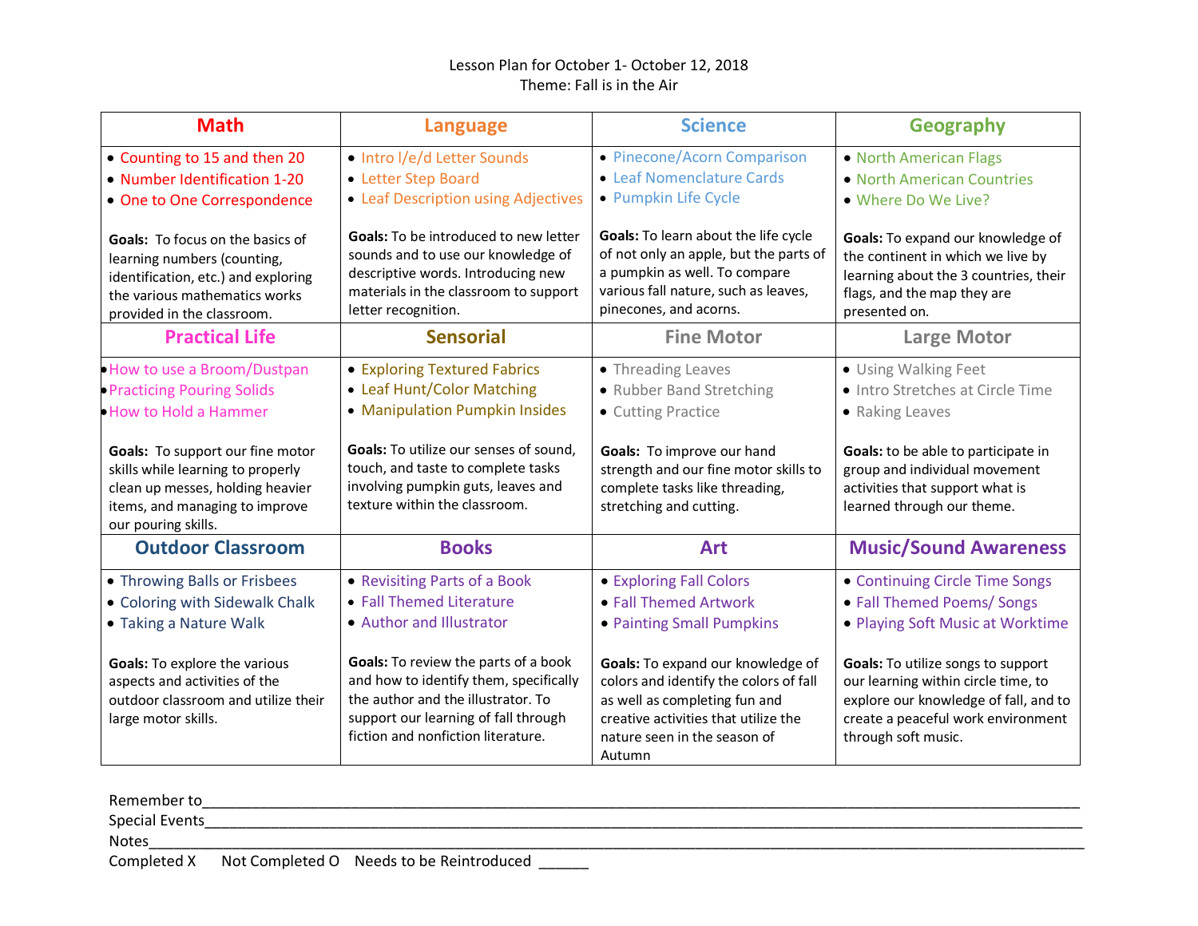Lesson Plan for October 1- October 12, 2018

Theme: Fall is in the Air

| Math | Language | Science | Geography |
| --- | --- | --- | --- |
| • Counting to 15 and then 20<br>• Number Identification 1-20<br>• One to One Correspondence<br><br>**Goals:** To focus on the basics of learning numbers (counting, identification, etc.) and exploring the various mathematics works provided in the classroom. | • Intro l/e/d Letter Sounds<br>• Letter Step Board<br>• Leaf Description using Adjectives<br><br>**Goals:** To be introduced to new letter sounds and to use our knowledge of descriptive words. Introducing new materials in the classroom to support letter recognition. | • Pinecone/Acorn Comparison<br>• Leaf Nomenclature Cards<br>• Pumpkin Life Cycle<br><br>**Goals:** To learn about the life cycle of not only an apple, but the parts of a pumpkin as well. To compare various fall nature, such as leaves, pinecones, and acorns. | • North American Flags<br>• North American Countries<br>• Where Do We Live?<br><br>**Goals:** To expand our knowledge of the continent in which we live by learning about the 3 countries, their flags, and the map they are presented on. |
| **Practical Life** | **Sensorial** | **Fine Motor** | **Large Motor** |
| • How to use a Broom/Dustpan<br>• Practicing Pouring Solids<br>• How to Hold a Hammer<br><br>**Goals:** To support our fine motor skills while learning to properly clean up messes, holding heavier items, and managing to improve our pouring skills. | • Exploring Textured Fabrics<br>• Leaf Hunt/Color Matching<br>• Manipulation Pumpkin Insides<br><br>**Goals:** To utilize our senses of sound, touch, and taste to complete tasks involving pumpkin guts, leaves and texture within the classroom. | • Threading Leaves<br>• Rubber Band Stretching<br>• Cutting Practice<br><br>**Goals:** To improve our hand strength and our fine motor skills to complete tasks like threading, stretching and cutting. | • Using Walking Feet<br>• Intro Stretches at Circle Time<br>• Raking Leaves<br><br>**Goals:** to be able to participate in group and individual movement activities that support what is learned through our theme. |
| **Outdoor Classroom** | **Books** | **Art** | **Music/Sound Awareness** |
| • Throwing Balls or Frisbees<br>• Coloring with Sidewalk Chalk<br>• Taking a Nature Walk<br><br>**Goals:** To explore the various aspects and activities of the outdoor classroom and utilize their large motor skills. | • Revisiting Parts of a Book<br>• Fall Themed Literature<br>• Author and Illustrator<br><br>**Goals:** To review the parts of a book and how to identify them, specifically the author and the illustrator. To support our learning of fall through fiction and nonfiction literature. | • Exploring Fall Colors<br>• Fall Themed Artwork<br>• Painting Small Pumpkins<br><br>**Goals:** To expand our knowledge of colors and identify the colors of fall as well as completing fun and creative activities that utilize the nature seen in the season of Autumn | • Continuing Circle Time Songs<br>• Fall Themed Poems/ Songs<br>• Playing Soft Music at Worktime<br><br>**Goals:** To utilize songs to support our learning within circle time, to explore our knowledge of fall, and to create a peaceful work environment through soft music. |

Remember to________________________________________________________________________________________________

Special Events______________________________________________________________________________________________

Notes_____________________________________________________________________________________________________

Completed X      Not Completed O    Needs to be Reintroduced  ______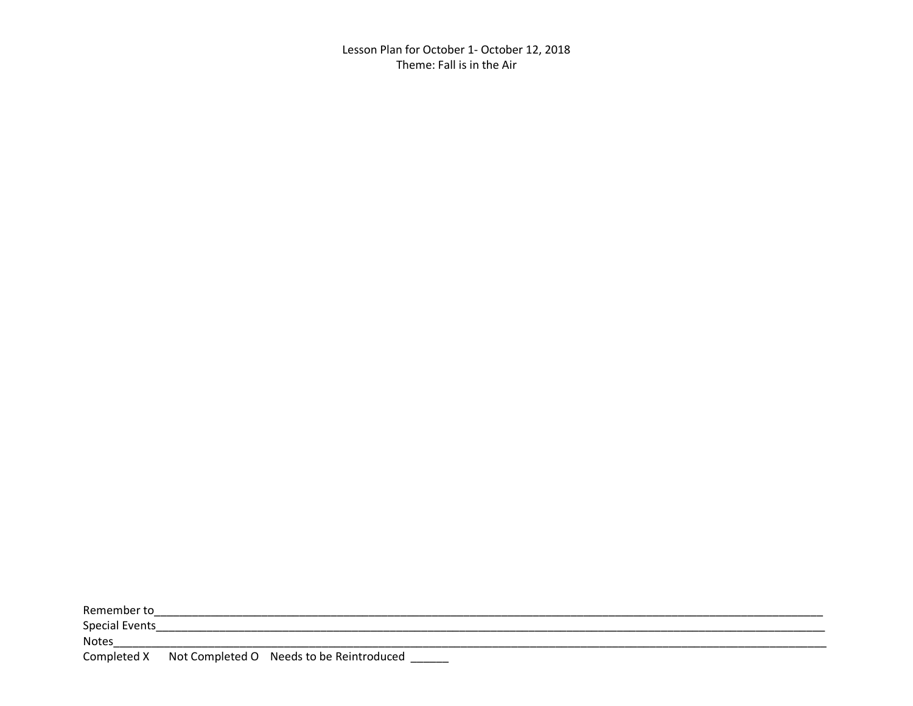Lesson Plan for October 1- October 12, 2018

Theme: Fall is in the Air

Remember to_______________________________________________________________________________________________

Special Events_____________________________________________________________________________________________

Notes____________________________________________________________________________________________________

Completed X      Not Completed O    Needs to be Reintroduced  ______